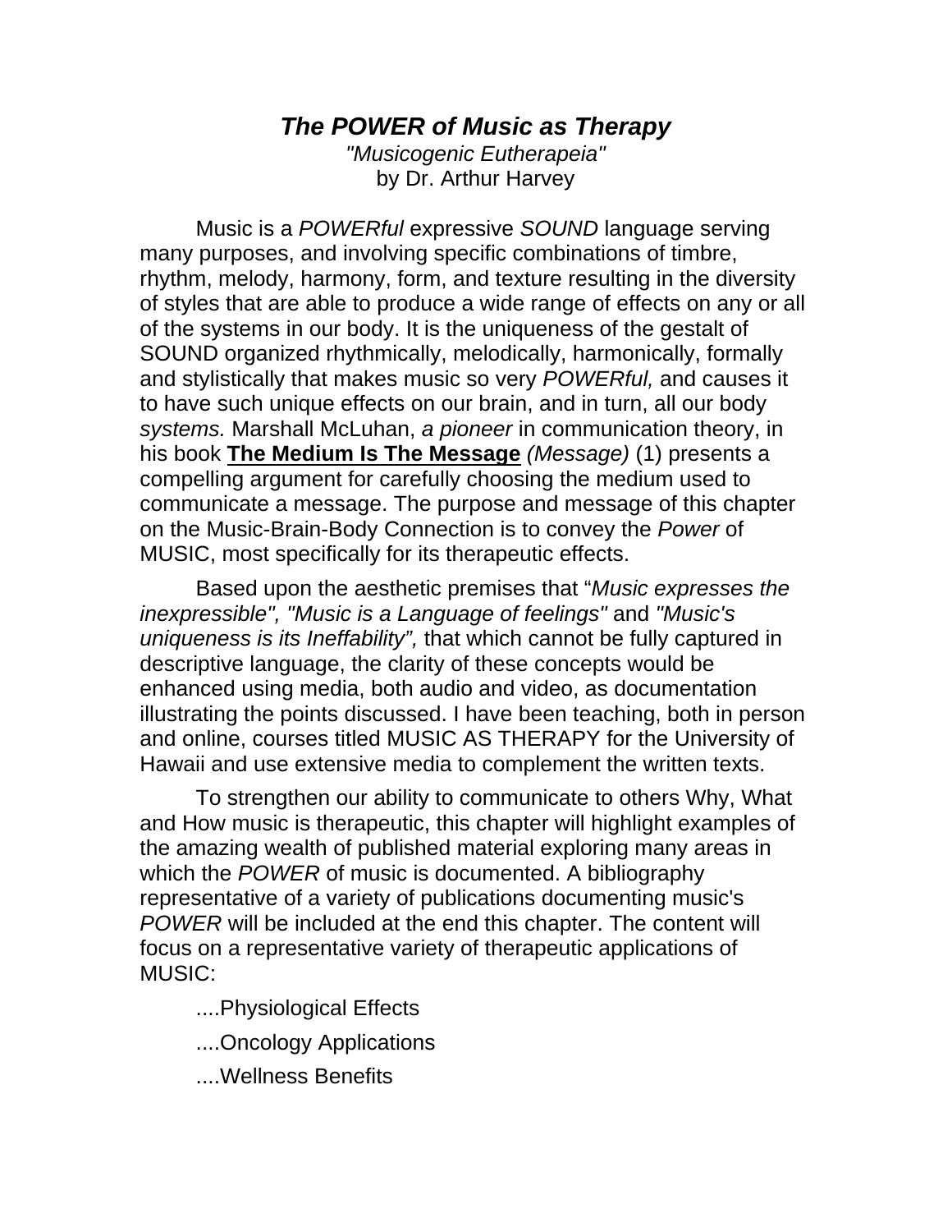# *The POWER of Music as Therapy*

*"Musicogenic Eutherapeia"*
by Dr. Arthur Harvey

Music is a *POWERful* expressive *SOUND* language serving many purposes, and involving specific combinations of timbre, rhythm, melody, harmony, form, and texture resulting in the diversity of styles that are able to produce a wide range of effects on any or all of the systems in our body. It is the uniqueness of the gestalt of SOUND organized rhythmically, melodically, harmonically, formally and stylistically that makes music so very *POWERful,* and causes it to have such unique effects on our brain, and in turn, all our body *systems.* Marshall McLuhan, *a pioneer* in communication theory, in his book **<u>The Medium Is The Message</u>** *(Message)* (1) presents a compelling argument for carefully choosing the medium used to communicate a message. The purpose and message of this chapter on the Music-Brain-Body Connection is to convey the *Power* of MUSIC, most specifically for its therapeutic effects.

Based upon the aesthetic premises that "*Music expresses the inexpressible", "Music is a Language of feelings"* and *"Music's uniqueness is its Ineffability",* that which cannot be fully captured in descriptive language, the clarity of these concepts would be enhanced using media, both audio and video, as documentation illustrating the points discussed. I have been teaching, both in person and online, courses titled MUSIC AS THERAPY for the University of Hawaii and use extensive media to complement the written texts.

To strengthen our ability to communicate to others Why, What and How music is therapeutic, this chapter will highlight examples of the amazing wealth of published material exploring many areas in which the *POWER* of music is documented. A bibliography representative of a variety of publications documenting music's *POWER* will be included at the end this chapter. The content will focus on a representative variety of therapeutic applications of MUSIC:

....Physiological Effects

....Oncology Applications

....Wellness Benefits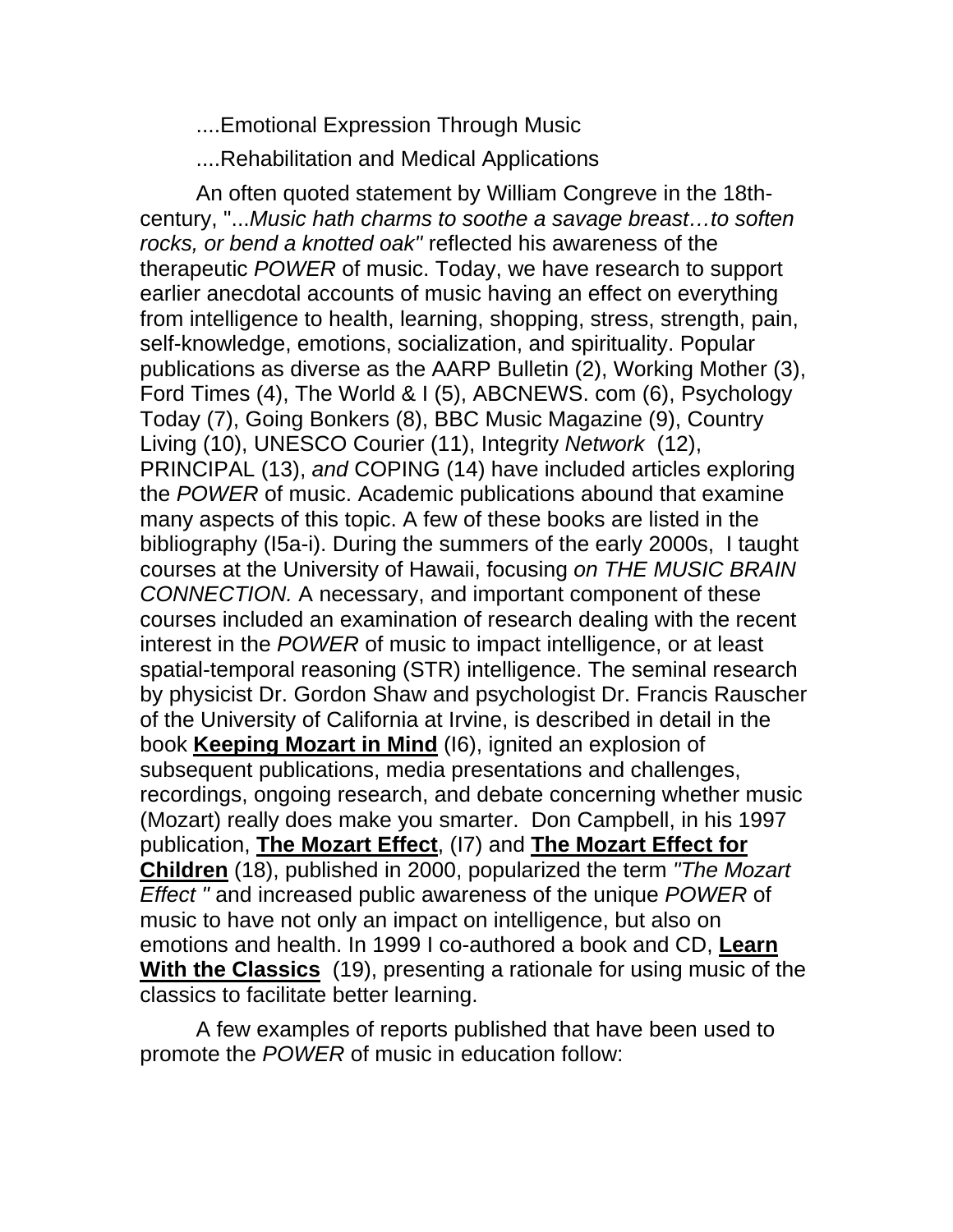....Emotional Expression Through Music

....Rehabilitation and Medical Applications

An often quoted statement by William Congreve in the 18th-century, "...*Music hath charms to soothe a savage breast…to soften rocks, or bend a knotted oak"* reflected his awareness of the therapeutic *POWER* of music. Today, we have research to support earlier anecdotal accounts of music having an effect on everything from intelligence to health, learning, shopping, stress, strength, pain, self-knowledge, emotions, socialization, and spirituality. Popular publications as diverse as the AARP Bulletin (2), Working Mother (3), Ford Times (4), The World & I (5), ABCNEWS. com (6), Psychology Today (7), Going Bonkers (8), BBC Music Magazine (9), Country Living (10), UNESCO Courier (11), Integrity *Network* (12), PRINCIPAL (13), *and* COPING (14) have included articles exploring the *POWER* of music. Academic publications abound that examine many aspects of this topic. A few of these books are listed in the bibliography (I5a-i). During the summers of the early 2000s, I taught courses at the University of Hawaii, focusing *on THE MUSIC BRAIN CONNECTION.* A necessary, and important component of these courses included an examination of research dealing with the recent interest in the *POWER* of music to impact intelligence, or at least spatial-temporal reasoning (STR) intelligence. The seminal research by physicist Dr. Gordon Shaw and psychologist Dr. Francis Rauscher of the University of California at Irvine, is described in detail in the book **Keeping Mozart in Mind** (I6), ignited an explosion of subsequent publications, media presentations and challenges, recordings, ongoing research, and debate concerning whether music (Mozart) really does make you smarter. Don Campbell, in his 1997 publication, **The Mozart Effect**, (I7) and **The Mozart Effect for Children** (18), published in 2000, popularized the term *"The Mozart Effect "* and increased public awareness of the unique *POWER* of music to have not only an impact on intelligence, but also on emotions and health. In 1999 I co-authored a book and CD, **Learn With the Classics** (19), presenting a rationale for using music of the classics to facilitate better learning.

A few examples of reports published that have been used to promote the *POWER* of music in education follow: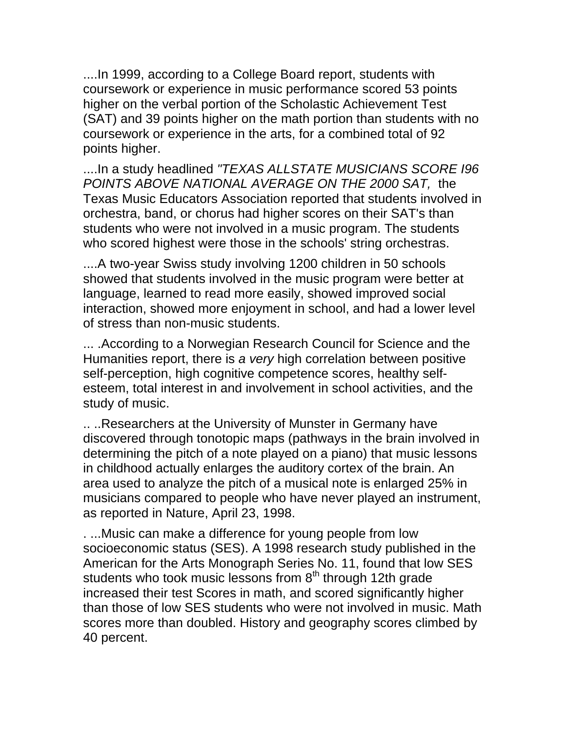....In 1999, according to a College Board report, students with coursework or experience in music performance scored 53 points higher on the verbal portion of the Scholastic Achievement Test (SAT) and 39 points higher on the math portion than students with no coursework or experience in the arts, for a combined total of 92 points higher.

....In a study headlined *"TEXAS ALLSTATE MUSICIANS SCORE I96 POINTS ABOVE NATIONAL AVERAGE ON THE 2000 SAT,* the Texas Music Educators Association reported that students involved in orchestra, band, or chorus had higher scores on their SAT's than students who were not involved in a music program. The students who scored highest were those in the schools' string orchestras.

....A two-year Swiss study involving 1200 children in 50 schools showed that students involved in the music program were better at language, learned to read more easily, showed improved social interaction, showed more enjoyment in school, and had a lower level of stress than non-music students.

... .According to a Norwegian Research Council for Science and the Humanities report, there is *a very* high correlation between positive self-perception, high cognitive competence scores, healthy self-esteem, total interest in and involvement in school activities, and the study of music.

.. ..Researchers at the University of Munster in Germany have discovered through tonotopic maps (pathways in the brain involved in determining the pitch of a note played on a piano) that music lessons in childhood actually enlarges the auditory cortex of the brain. An area used to analyze the pitch of a musical note is enlarged 25% in musicians compared to people who have never played an instrument, as reported in Nature, April 23, 1998.

. ...Music can make a difference for young people from low socioeconomic status (SES). A 1998 research study published in the American for the Arts Monograph Series No. 11, found that low SES students who took music lessons from 8th through 12th grade increased their test Scores in math, and scored significantly higher than those of low SES students who were not involved in music. Math scores more than doubled. History and geography scores climbed by 40 percent.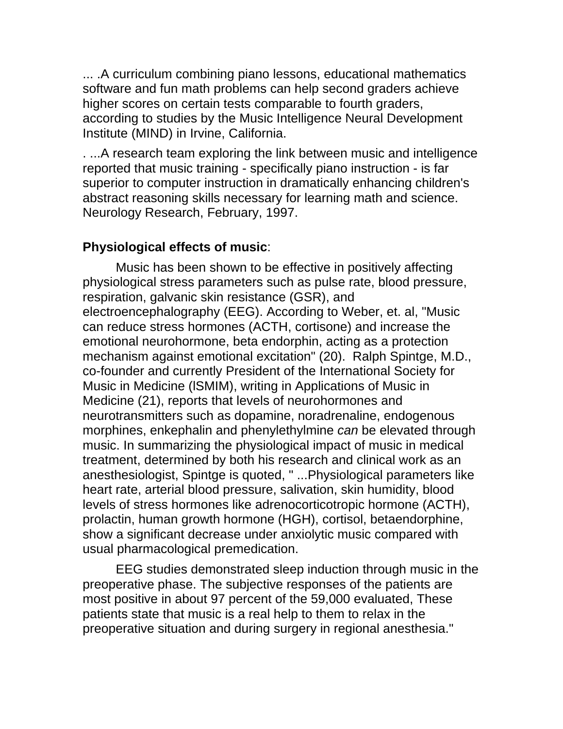... .A curriculum combining piano lessons, educational mathematics software and fun math problems can help second graders achieve higher scores on certain tests comparable to fourth graders, according to studies by the Music Intelligence Neural Development Institute (MIND) in Irvine, California.

. ...A research team exploring the link between music and intelligence reported that music training - specifically piano instruction - is far superior to computer instruction in dramatically enhancing children's abstract reasoning skills necessary for learning math and science. Neurology Research, February, 1997.

**Physiological effects of music**:

Music has been shown to be effective in positively affecting physiological stress parameters such as pulse rate, blood pressure, respiration, galvanic skin resistance (GSR), and electroencephalography (EEG). According to Weber, et. al, "Music can reduce stress hormones (ACTH, cortisone) and increase the emotional neurohormone, beta endorphin, acting as a protection mechanism against emotional excitation" (20). Ralph Spintge, M.D., co-founder and currently President of the International Society for Music in Medicine (lSMIM), writing in Applications of Music in Medicine (21), reports that levels of neurohormones and neurotransmitters such as dopamine, noradrenaline, endogenous morphines, enkephalin and phenylethylmine *can* be elevated through music. In summarizing the physiological impact of music in medical treatment, determined by both his research and clinical work as an anesthesiologist, Spintge is quoted, " ...Physiological parameters like heart rate, arterial blood pressure, salivation, skin humidity, blood levels of stress hormones like adrenocorticotropic hormone (ACTH), prolactin, human growth hormone (HGH), cortisol, betaendorphine, show a significant decrease under anxiolytic music compared with usual pharmacological premedication.

EEG studies demonstrated sleep induction through music in the preoperative phase. The subjective responses of the patients are most positive in about 97 percent of the 59,000 evaluated, These patients state that music is a real help to them to relax in the preoperative situation and during surgery in regional anesthesia."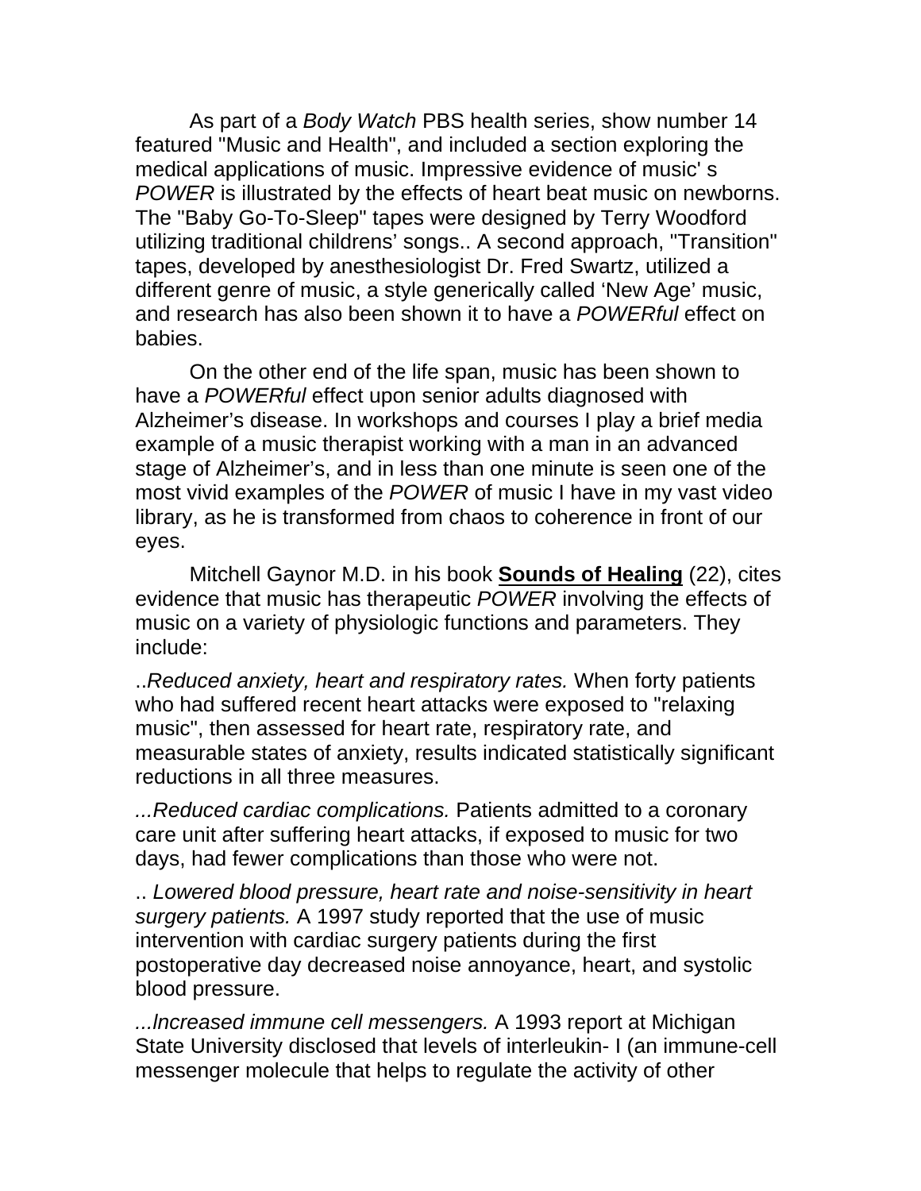As part of a *Body Watch* PBS health series, show number 14 featured "Music and Health", and included a section exploring the medical applications of music. Impressive evidence of music' s *POWER* is illustrated by the effects of heart beat music on newborns. The "Baby Go-To-Sleep" tapes were designed by Terry Woodford utilizing traditional childrens' songs.. A second approach, "Transition" tapes, developed by anesthesiologist Dr. Fred Swartz, utilized a different genre of music, a style generically called 'New Age' music, and research has also been shown it to have a *POWERful* effect on babies.

On the other end of the life span, music has been shown to have a *POWERful* effect upon senior adults diagnosed with Alzheimer's disease. In workshops and courses I play a brief media example of a music therapist working with a man in an advanced stage of Alzheimer's, and in less than one minute is seen one of the most vivid examples of the *POWER* of music I have in my vast video library, as he is transformed from chaos to coherence in front of our eyes.

Mitchell Gaynor M.D. in his book **Sounds of Healing** (22), cites evidence that music has therapeutic *POWER* involving the effects of music on a variety of physiologic functions and parameters. They include:

..*Reduced anxiety, heart and respiratory rates.* When forty patients who had suffered recent heart attacks were exposed to "relaxing music", then assessed for heart rate, respiratory rate, and measurable states of anxiety, results indicated statistically significant reductions in all three measures.

*...Reduced cardiac complications.* Patients admitted to a coronary care unit after suffering heart attacks, if exposed to music for two days, had fewer complications than those who were not.

.. *Lowered blood pressure, heart rate and noise-sensitivity in heart surgery patients.* A 1997 study reported that the use of music intervention with cardiac surgery patients during the first postoperative day decreased noise annoyance, heart, and systolic blood pressure.

*...Increased immune cell messengers.* A 1993 report at Michigan State University disclosed that levels of interleukin- I (an immune-cell messenger molecule that helps to regulate the activity of other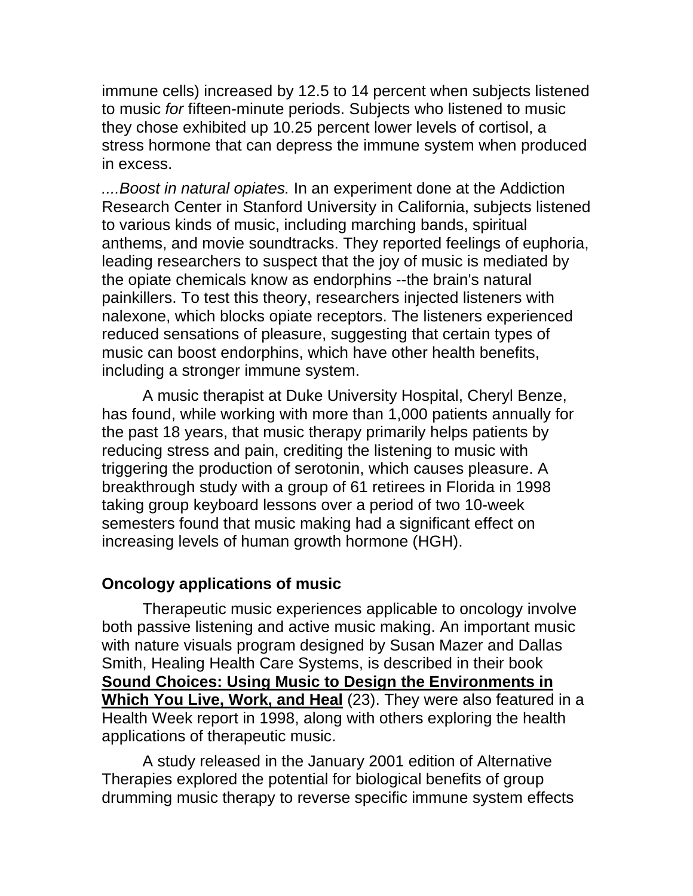immune cells) increased by 12.5 to 14 percent when subjects listened to music *for* fifteen-minute periods. Subjects who listened to music they chose exhibited up 10.25 percent lower levels of cortisol, a stress hormone that can depress the immune system when produced in excess.

*....Boost in natural opiates.* In an experiment done at the Addiction Research Center in Stanford University in California, subjects listened to various kinds of music, including marching bands, spiritual anthems, and movie soundtracks. They reported feelings of euphoria, leading researchers to suspect that the joy of music is mediated by the opiate chemicals know as endorphins --the brain's natural painkillers. To test this theory, researchers injected listeners with nalexone, which blocks opiate receptors. The listeners experienced reduced sensations of pleasure, suggesting that certain types of music can boost endorphins, which have other health benefits, including a stronger immune system.

A music therapist at Duke University Hospital, Cheryl Benze, has found, while working with more than 1,000 patients annually for the past 18 years, that music therapy primarily helps patients by reducing stress and pain, crediting the listening to music with triggering the production of serotonin, which causes pleasure. A breakthrough study with a group of 61 retirees in Florida in 1998 taking group keyboard lessons over a period of two 10-week semesters found that music making had a significant effect on increasing levels of human growth hormone (HGH).

## Oncology applications of music

Therapeutic music experiences applicable to oncology involve both passive listening and active music making. An important music with nature visuals program designed by Susan Mazer and Dallas Smith, Healing Health Care Systems, is described in their book **Sound Choices: Using Music to Design the Environments in Which You Live, Work, and Heal** (23). They were also featured in a Health Week report in 1998, along with others exploring the health applications of therapeutic music.

A study released in the January 2001 edition of Alternative Therapies explored the potential for biological benefits of group drumming music therapy to reverse specific immune system effects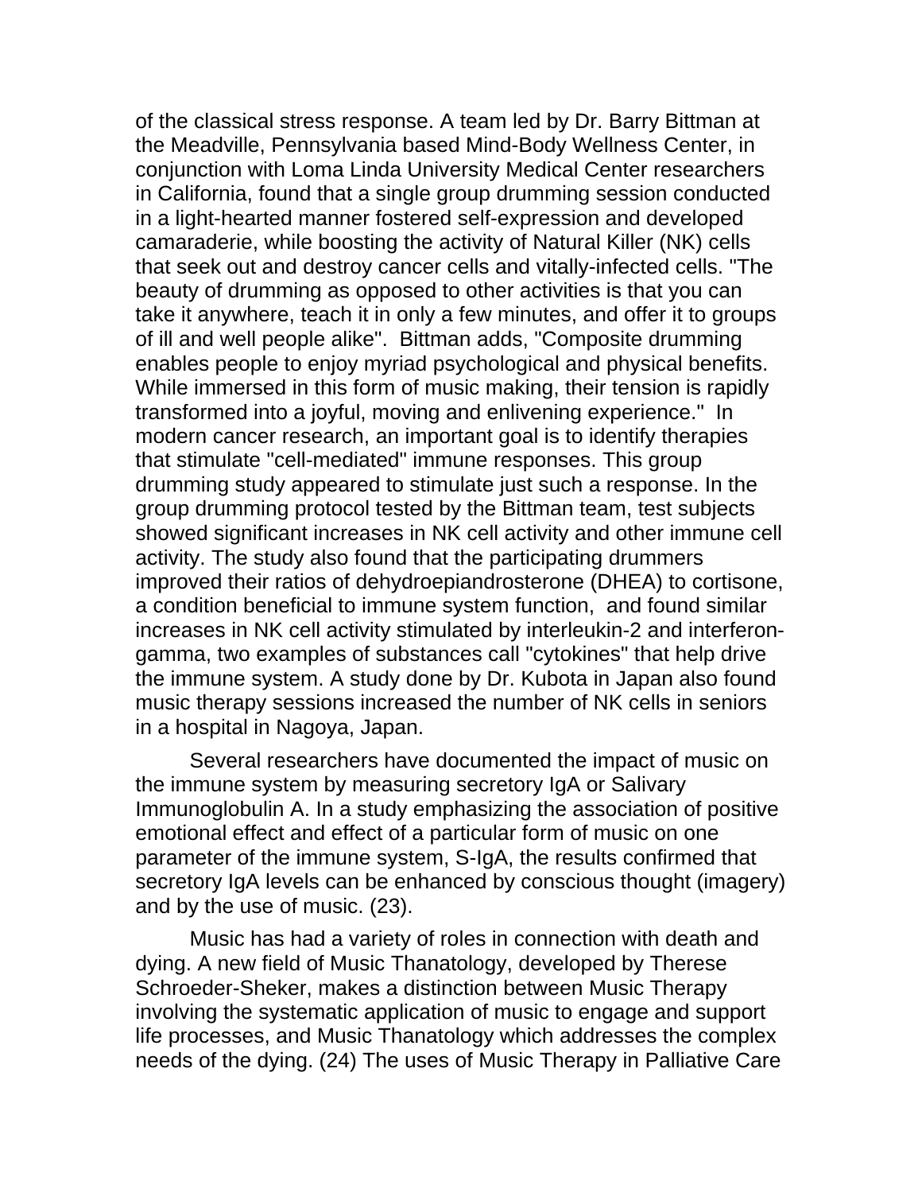of the classical stress response. A team led by Dr. Barry Bittman at the Meadville, Pennsylvania based Mind-Body Wellness Center, in conjunction with Loma Linda University Medical Center researchers in California, found that a single group drumming session conducted in a light-hearted manner fostered self-expression and developed camaraderie, while boosting the activity of Natural Killer (NK) cells that seek out and destroy cancer cells and vitally-infected cells. "The beauty of drumming as opposed to other activities is that you can take it anywhere, teach it in only a few minutes, and offer it to groups of ill and well people alike". Bittman adds, "Composite drumming enables people to enjoy myriad psychological and physical benefits. While immersed in this form of music making, their tension is rapidly transformed into a joyful, moving and enlivening experience." In modern cancer research, an important goal is to identify therapies that stimulate "cell-mediated" immune responses. This group drumming study appeared to stimulate just such a response. In the group drumming protocol tested by the Bittman team, test subjects showed significant increases in NK cell activity and other immune cell activity. The study also found that the participating drummers improved their ratios of dehydroepiandrosterone (DHEA) to cortisone, a condition beneficial to immune system function, and found similar increases in NK cell activity stimulated by interleukin-2 and interferon-gamma, two examples of substances call "cytokines" that help drive the immune system. A study done by Dr. Kubota in Japan also found music therapy sessions increased the number of NK cells in seniors in a hospital in Nagoya, Japan.

Several researchers have documented the impact of music on the immune system by measuring secretory IgA or Salivary Immunoglobulin A. In a study emphasizing the association of positive emotional effect and effect of a particular form of music on one parameter of the immune system, S-IgA, the results confirmed that secretory IgA levels can be enhanced by conscious thought (imagery) and by the use of music. (23).

Music has had a variety of roles in connection with death and dying. A new field of Music Thanatology, developed by Therese Schroeder-Sheker, makes a distinction between Music Therapy involving the systematic application of music to engage and support life processes, and Music Thanatology which addresses the complex needs of the dying. (24) The uses of Music Therapy in Palliative Care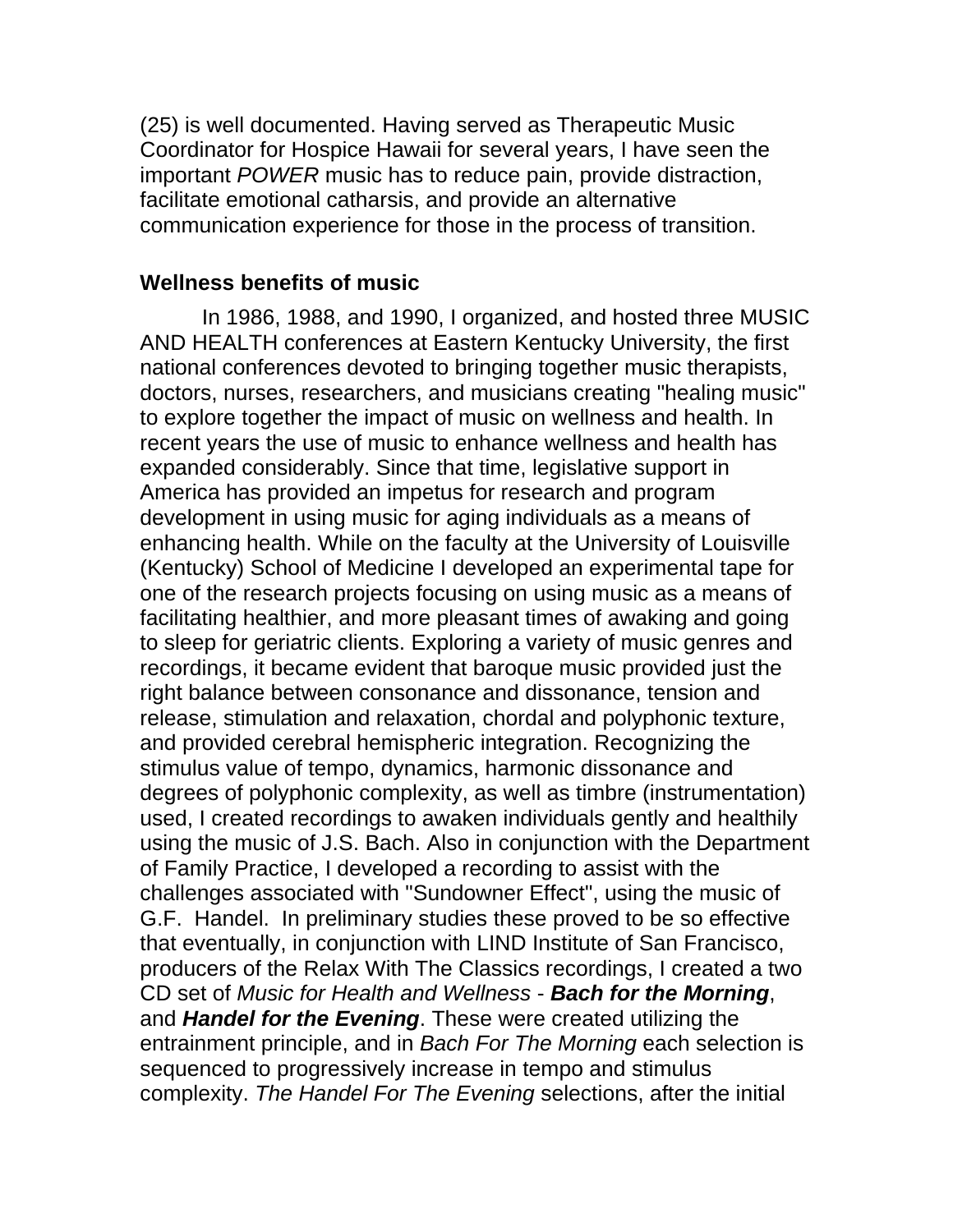(25) is well documented. Having served as Therapeutic Music Coordinator for Hospice Hawaii for several years, I have seen the important *POWER* music has to reduce pain, provide distraction, facilitate emotional catharsis, and provide an alternative communication experience for those in the process of transition.

**Wellness benefits of music**

In 1986, 1988, and 1990, I organized, and hosted three MUSIC AND HEALTH conferences at Eastern Kentucky University, the first national conferences devoted to bringing together music therapists, doctors, nurses, researchers, and musicians creating "healing music" to explore together the impact of music on wellness and health. In recent years the use of music to enhance wellness and health has expanded considerably. Since that time, legislative support in America has provided an impetus for research and program development in using music for aging individuals as a means of enhancing health. While on the faculty at the University of Louisville (Kentucky) School of Medicine I developed an experimental tape for one of the research projects focusing on using music as a means of facilitating healthier, and more pleasant times of awaking and going to sleep for geriatric clients. Exploring a variety of music genres and recordings, it became evident that baroque music provided just the right balance between consonance and dissonance, tension and release, stimulation and relaxation, chordal and polyphonic texture, and provided cerebral hemispheric integration. Recognizing the stimulus value of tempo, dynamics, harmonic dissonance and degrees of polyphonic complexity, as well as timbre (instrumentation) used, I created recordings to awaken individuals gently and healthily using the music of J.S. Bach. Also in conjunction with the Department of Family Practice, I developed a recording to assist with the challenges associated with "Sundowner Effect", using the music of G.F. Handel. In preliminary studies these proved to be so effective that eventually, in conjunction with LIND Institute of San Francisco, producers of the Relax With The Classics recordings, I created a two CD set of *Music for Health and Wellness* - ***Bach for the Morning***, and ***Handel for the Evening***. These were created utilizing the entrainment principle, and in *Bach For The Morning* each selection is sequenced to progressively increase in tempo and stimulus complexity. *The Handel For The Evening* selections, after the initial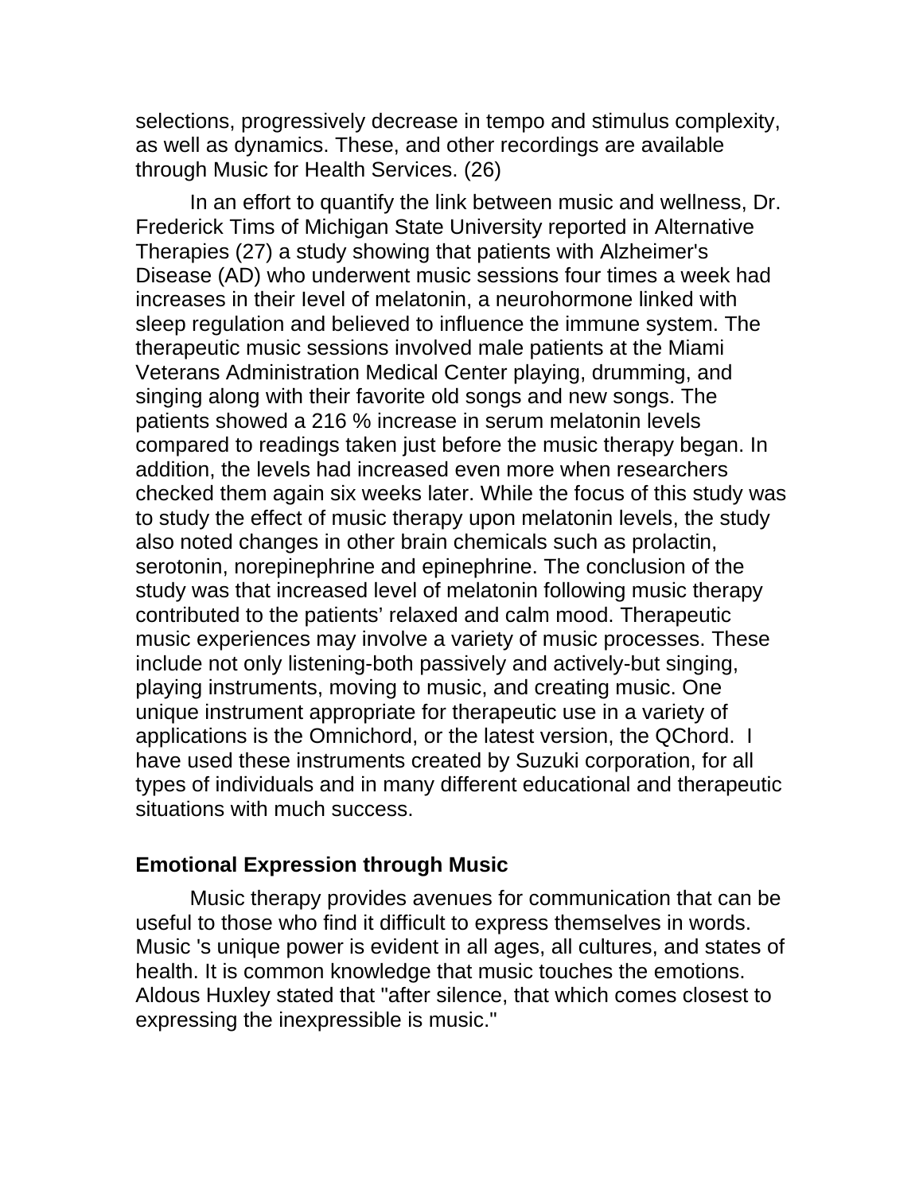selections, progressively decrease in tempo and stimulus complexity, as well as dynamics. These, and other recordings are available through Music for Health Services. (26)

In an effort to quantify the link between music and wellness, Dr. Frederick Tims of Michigan State University reported in Alternative Therapies (27) a study showing that patients with Alzheimer's Disease (AD) who underwent music sessions four times a week had increases in their Ievel of melatonin, a neurohormone linked with sleep regulation and believed to influence the immune system. The therapeutic music sessions involved male patients at the Miami Veterans Administration Medical Center playing, drumming, and singing along with their favorite old songs and new songs. The patients showed a 216 % increase in serum melatonin levels compared to readings taken just before the music therapy began. In addition, the levels had increased even more when researchers checked them again six weeks later. While the focus of this study was to study the effect of music therapy upon melatonin levels, the study also noted changes in other brain chemicals such as prolactin, serotonin, norepinephrine and epinephrine. The conclusion of the study was that increased level of melatonin following music therapy contributed to the patients' relaxed and calm mood. Therapeutic music experiences may involve a variety of music processes. These include not only listening-both passively and actively-but singing, playing instruments, moving to music, and creating music. One unique instrument appropriate for therapeutic use in a variety of applications is the Omnichord, or the latest version, the QChord. I have used these instruments created by Suzuki corporation, for all types of individuals and in many different educational and therapeutic situations with much success.

## Emotional Expression through Music

Music therapy provides avenues for communication that can be useful to those who find it difficult to express themselves in words. Music 's unique power is evident in all ages, all cultures, and states of health. It is common knowledge that music touches the emotions. Aldous Huxley stated that "after silence, that which comes closest to expressing the inexpressible is music."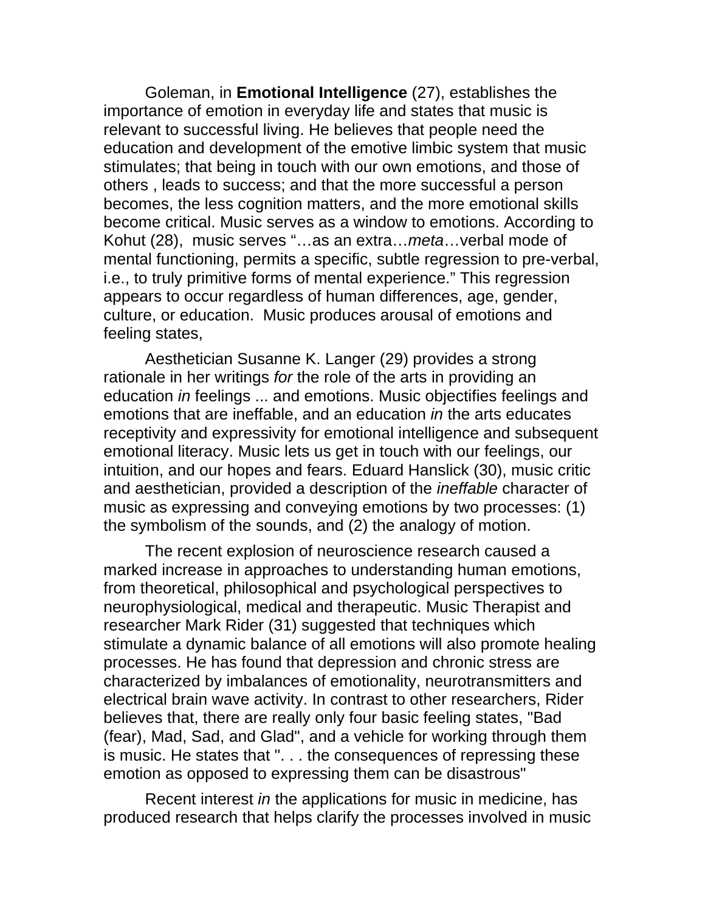Goleman, in **Emotional Intelligence** (27), establishes the importance of emotion in everyday life and states that music is relevant to successful living. He believes that people need the education and development of the emotive limbic system that music stimulates; that being in touch with our own emotions, and those of others , leads to success; and that the more successful a person becomes, the less cognition matters, and the more emotional skills become critical. Music serves as a window to emotions. According to Kohut (28), music serves "…as an extra…*meta*…verbal mode of mental functioning, permits a specific, subtle regression to pre-verbal, i.e., to truly primitive forms of mental experience." This regression appears to occur regardless of human differences, age, gender, culture, or education. Music produces arousal of emotions and feeling states,

Aesthetician Susanne K. Langer (29) provides a strong rationale in her writings *for* the role of the arts in providing an education *in* feelings ... and emotions. Music objectifies feelings and emotions that are ineffable, and an education *in* the arts educates receptivity and expressivity for emotional intelligence and subsequent emotional literacy. Music lets us get in touch with our feelings, our intuition, and our hopes and fears. Eduard Hanslick (30), music critic and aesthetician, provided a description of the *ineffable* character of music as expressing and conveying emotions by two processes: (1) the symbolism of the sounds, and (2) the analogy of motion.

The recent explosion of neuroscience research caused a marked increase in approaches to understanding human emotions, from theoretical, philosophical and psychological perspectives to neurophysiological, medical and therapeutic. Music Therapist and researcher Mark Rider (31) suggested that techniques which stimulate a dynamic balance of all emotions will also promote healing processes. He has found that depression and chronic stress are characterized by imbalances of emotionality, neurotransmitters and electrical brain wave activity. In contrast to other researchers, Rider believes that, there are really only four basic feeling states, "Bad (fear), Mad, Sad, and Glad", and a vehicle for working through them is music. He states that ". . . the consequences of repressing these emotion as opposed to expressing them can be disastrous"

Recent interest *in* the applications for music in medicine, has produced research that helps clarify the processes involved in music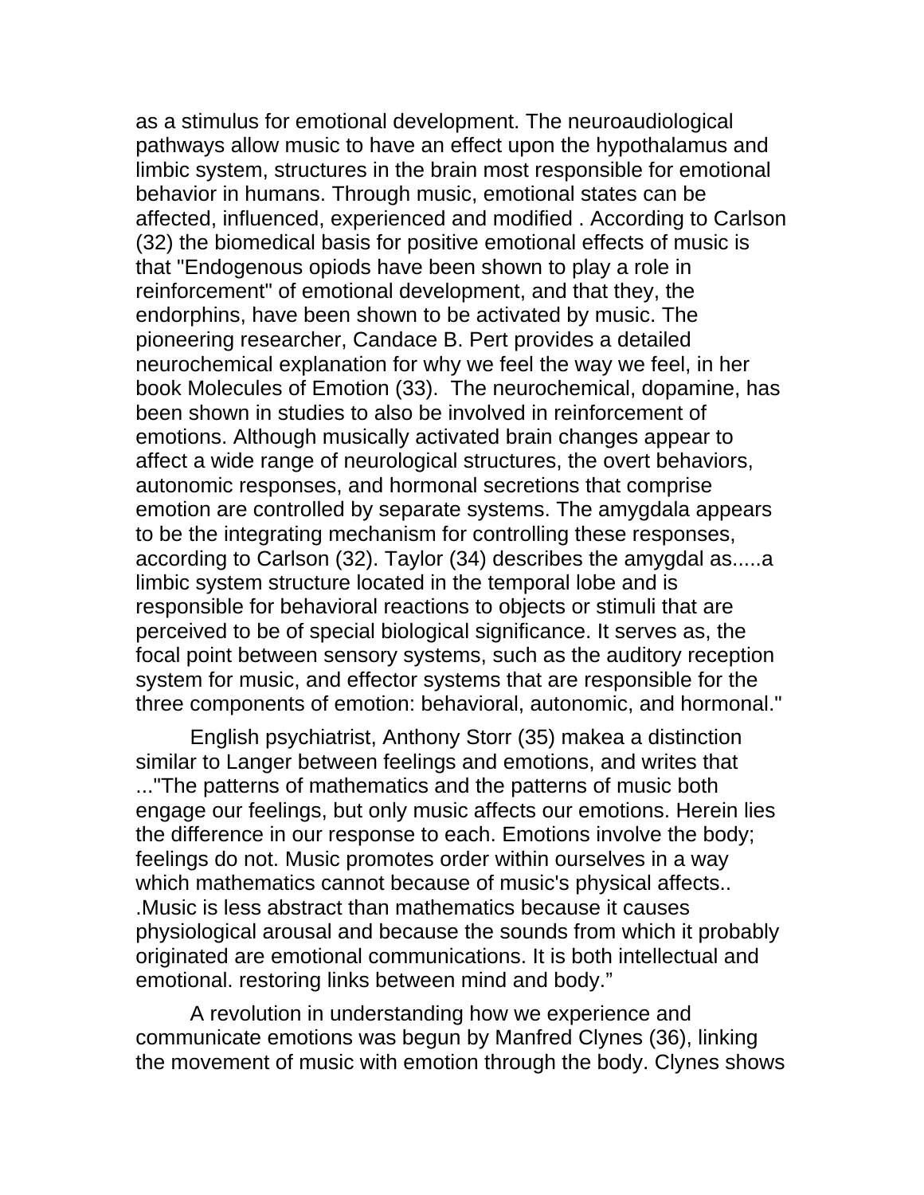as a stimulus for emotional development. The neuroaudiological pathways allow music to have an effect upon the hypothalamus and limbic system, structures in the brain most responsible for emotional behavior in humans. Through music, emotional states can be affected, influenced, experienced and modified . According to Carlson (32) the biomedical basis for positive emotional effects of music is that "Endogenous opiods have been shown to play a role in reinforcement" of emotional development, and that they, the endorphins, have been shown to be activated by music. The pioneering researcher, Candace B. Pert provides a detailed neurochemical explanation for why we feel the way we feel, in her book Molecules of Emotion (33). The neurochemical, dopamine, has been shown in studies to also be involved in reinforcement of emotions. Although musically activated brain changes appear to affect a wide range of neurological structures, the overt behaviors, autonomic responses, and hormonal secretions that comprise emotion are controlled by separate systems. The amygdala appears to be the integrating mechanism for controlling these responses, according to Carlson (32). Taylor (34) describes the amygdal as.....a limbic system structure located in the temporal lobe and is responsible for behavioral reactions to objects or stimuli that are perceived to be of special biological significance. It serves as, the focal point between sensory systems, such as the auditory reception system for music, and effector systems that are responsible for the three components of emotion: behavioral, autonomic, and hormonal."

English psychiatrist, Anthony Storr (35) makea a distinction similar to Langer between feelings and emotions, and writes that ..."The patterns of mathematics and the patterns of music both engage our feelings, but only music affects our emotions. Herein lies the difference in our response to each. Emotions involve the body; feelings do not. Music promotes order within ourselves in a way which mathematics cannot because of music's physical affects.. .Music is less abstract than mathematics because it causes physiological arousal and because the sounds from which it probably originated are emotional communications. It is both intellectual and emotional. restoring links between mind and body."

A revolution in understanding how we experience and communicate emotions was begun by Manfred Clynes (36), linking the movement of music with emotion through the body. Clynes shows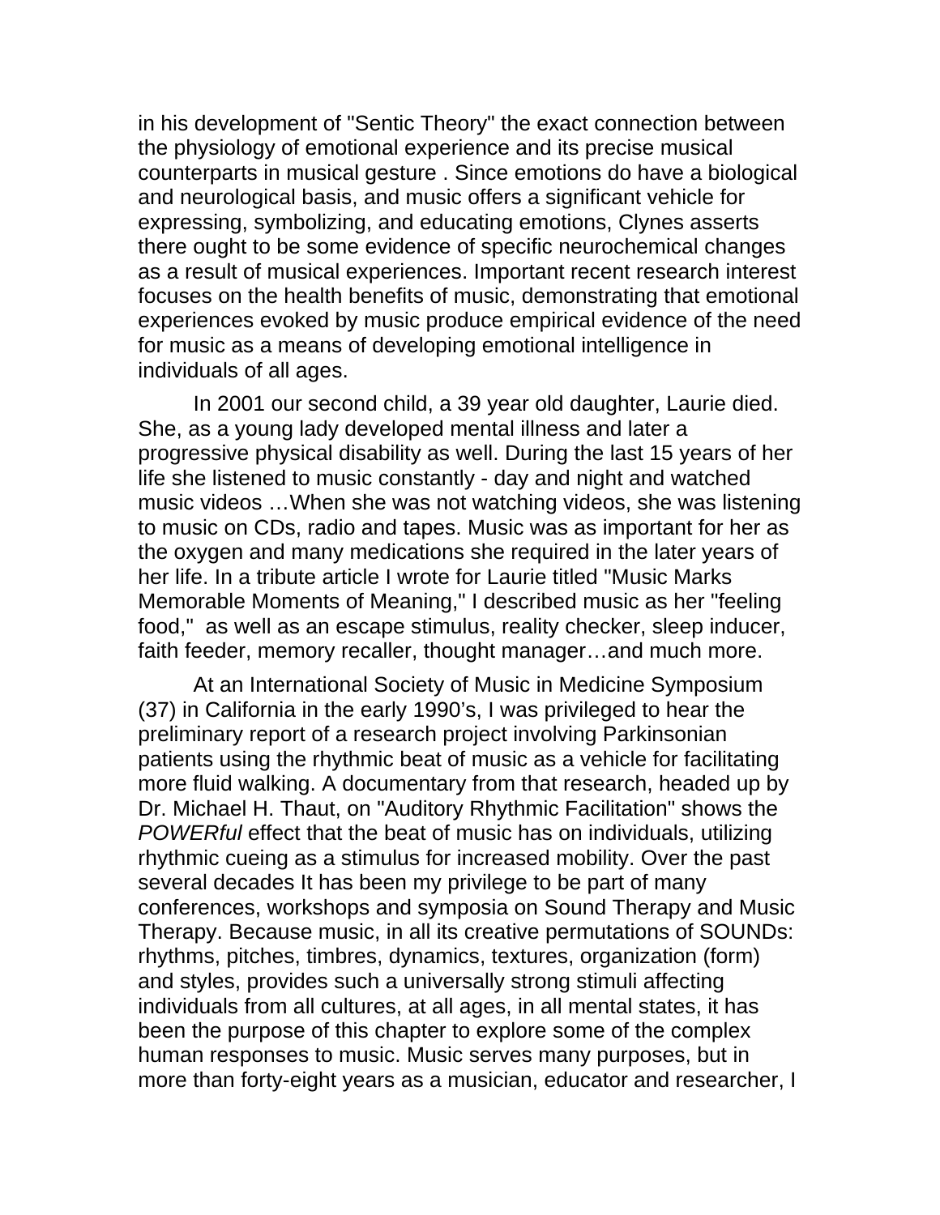in his development of "Sentic Theory" the exact connection between the physiology of emotional experience and its precise musical counterparts in musical gesture . Since emotions do have a biological and neurological basis, and music offers a significant vehicle for expressing, symbolizing, and educating emotions, Clynes asserts there ought to be some evidence of specific neurochemical changes as a result of musical experiences. Important recent research interest focuses on the health benefits of music, demonstrating that emotional experiences evoked by music produce empirical evidence of the need for music as a means of developing emotional intelligence in individuals of all ages.

In 2001 our second child, a 39 year old daughter, Laurie died. She, as a young lady developed mental illness and later a progressive physical disability as well. During the last 15 years of her life she listened to music constantly - day and night and watched music videos …When she was not watching videos, she was listening to music on CDs, radio and tapes. Music was as important for her as the oxygen and many medications she required in the later years of her life. In a tribute article I wrote for Laurie titled "Music Marks Memorable Moments of Meaning," I described music as her "feeling food," as well as an escape stimulus, reality checker, sleep inducer, faith feeder, memory recaller, thought manager…and much more.

At an International Society of Music in Medicine Symposium (37) in California in the early 1990's, I was privileged to hear the preliminary report of a research project involving Parkinsonian patients using the rhythmic beat of music as a vehicle for facilitating more fluid walking. A documentary from that research, headed up by Dr. Michael H. Thaut, on "Auditory Rhythmic Facilitation" shows the *POWERful* effect that the beat of music has on individuals, utilizing rhythmic cueing as a stimulus for increased mobility. Over the past several decades It has been my privilege to be part of many conferences, workshops and symposia on Sound Therapy and Music Therapy. Because music, in all its creative permutations of SOUNDs: rhythms, pitches, timbres, dynamics, textures, organization (form) and styles, provides such a universally strong stimuli affecting individuals from all cultures, at all ages, in all mental states, it has been the purpose of this chapter to explore some of the complex human responses to music. Music serves many purposes, but in more than forty-eight years as a musician, educator and researcher, I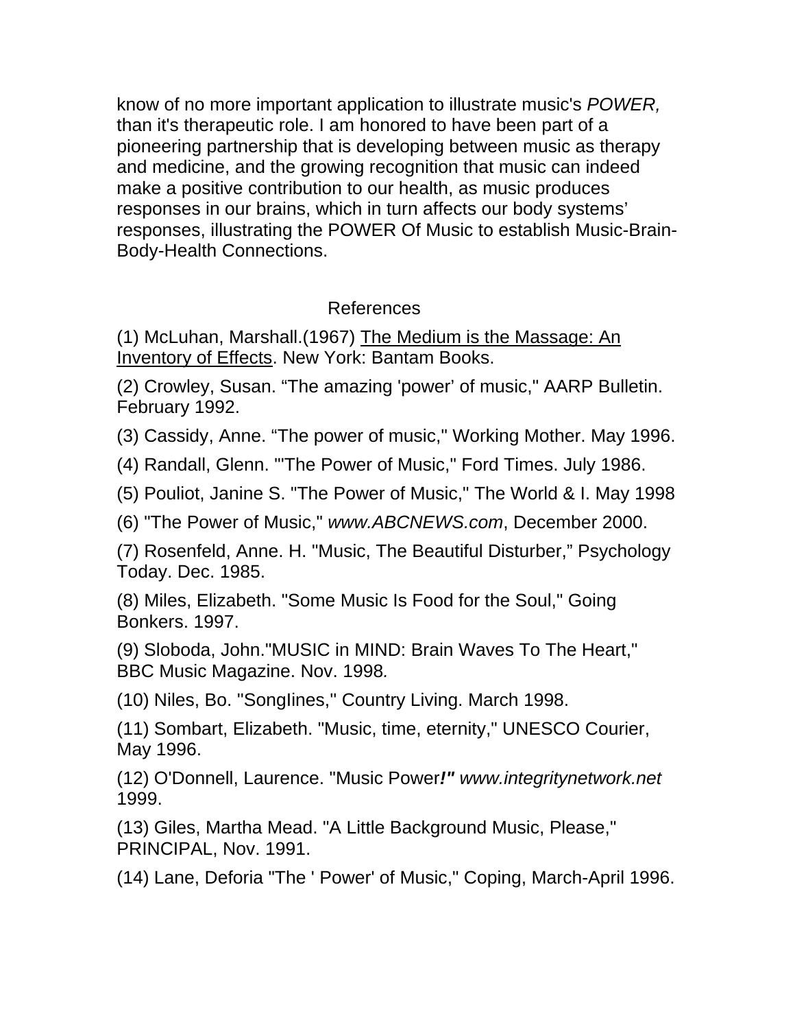know of no more important application to illustrate music's *POWER,* than it's therapeutic role. I am honored to have been part of a pioneering partnership that is developing between music as therapy and medicine, and the growing recognition that music can indeed make a positive contribution to our health, as music produces responses in our brains, which in turn affects our body systems' responses, illustrating the POWER Of Music to establish Music-Brain-Body-Health Connections.

## References

(1) McLuhan, Marshall.(1967) <u>The Medium is the Massage: An Inventory of Effects</u>. New York: Bantam Books.

(2) Crowley, Susan. "The amazing 'power' of music," AARP Bulletin. February 1992.

(3) Cassidy, Anne. "The power of music," Working Mother. May 1996.

(4) Randall, Glenn. "'The Power of Music," Ford Times. July 1986.

(5) Pouliot, Janine S. "The Power of Music," The World & I. May 1998

(6) "The Power of Music," *www.ABCNEWS.com*, December 2000.

(7) Rosenfeld, Anne. H. "Music, The Beautiful Disturber," Psychology Today. Dec. 1985.

(8) Miles, Elizabeth. "Some Music Is Food for the Soul," Going Bonkers. 1997.

(9) Sloboda, John."MUSIC in MIND: Brain Waves To The Heart," BBC Music Magazine. Nov. 1998.

(10) Niles, Bo. "Songlines," Country Living. March 1998.

(11) Sombart, Elizabeth. "Music, time, eternity," UNESCO Courier, May 1996.

(12) O'Donnell, Laurence. "Music Power***!"*** *www.integritynetwork.net* 1999.

(13) Giles, Martha Mead. "A Little Background Music, Please," PRINCIPAL, Nov. 1991.

(14) Lane, Deforia "The ' Power' of Music," Coping, March-April 1996.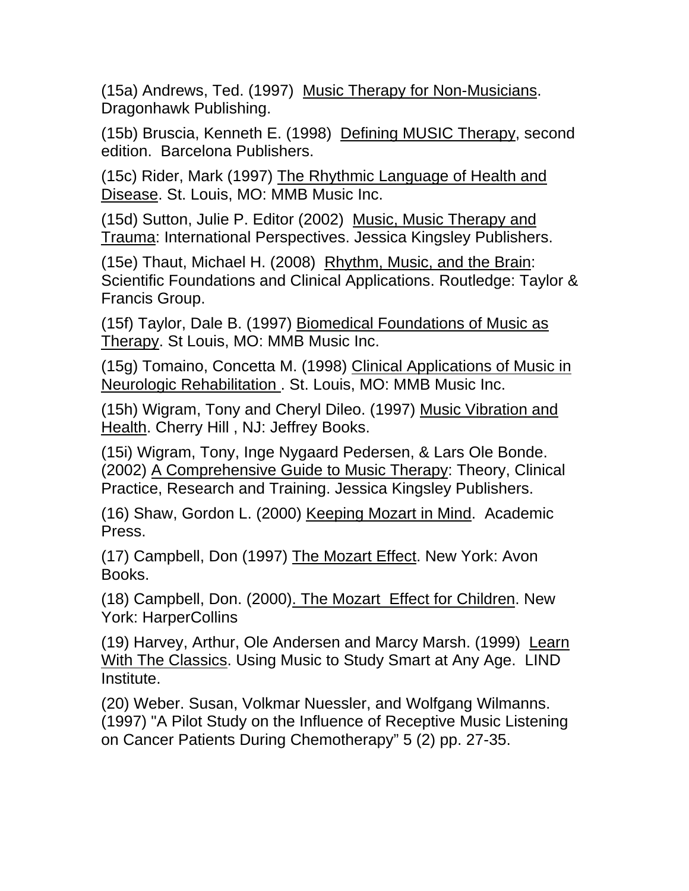(15a) Andrews, Ted. (1997) Music Therapy for Non-Musicians. Dragonhawk Publishing.

(15b) Bruscia, Kenneth E. (1998) Defining MUSIC Therapy, second edition. Barcelona Publishers.

(15c) Rider, Mark (1997) The Rhythmic Language of Health and Disease. St. Louis, MO: MMB Music Inc.

(15d) Sutton, Julie P. Editor (2002) Music, Music Therapy and Trauma: International Perspectives. Jessica Kingsley Publishers.

(15e) Thaut, Michael H. (2008) Rhythm, Music, and the Brain: Scientific Foundations and Clinical Applications. Routledge: Taylor & Francis Group.

(15f) Taylor, Dale B. (1997) Biomedical Foundations of Music as Therapy. St Louis, MO: MMB Music Inc.

(15g) Tomaino, Concetta M. (1998) Clinical Applications of Music in Neurologic Rehabilitation . St. Louis, MO: MMB Music Inc.

(15h) Wigram, Tony and Cheryl Dileo. (1997) Music Vibration and Health. Cherry Hill , NJ: Jeffrey Books.

(15i) Wigram, Tony, Inge Nygaard Pedersen, & Lars Ole Bonde. (2002) A Comprehensive Guide to Music Therapy: Theory, Clinical Practice, Research and Training. Jessica Kingsley Publishers.

(16) Shaw, Gordon L. (2000) Keeping Mozart in Mind. Academic Press.

(17) Campbell, Don (1997) The Mozart Effect. New York: Avon Books.

(18) Campbell, Don. (2000). The Mozart Effect for Children. New York: HarperCollins

(19) Harvey, Arthur, Ole Andersen and Marcy Marsh. (1999) Learn With The Classics. Using Music to Study Smart at Any Age. LIND Institute.

(20) Weber. Susan, Volkmar Nuessler, and Wolfgang Wilmanns. (1997) "A Pilot Study on the Influence of Receptive Music Listening on Cancer Patients During Chemotherapy" 5 (2) pp. 27-35.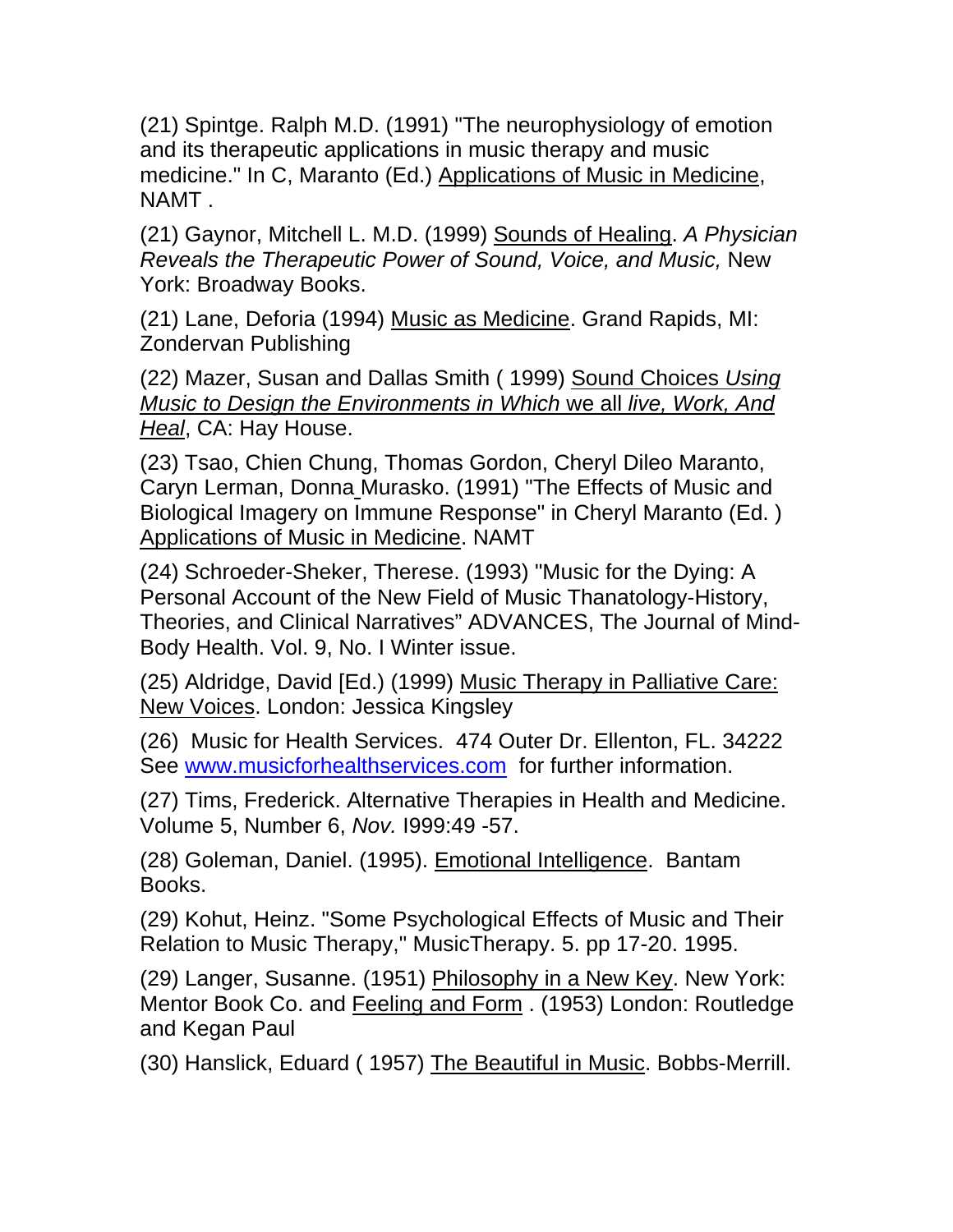(21) Spintge. Ralph M.D. (1991) "The neurophysiology of emotion and its therapeutic applications in music therapy and music medicine." In C, Maranto (Ed.) Applications of Music in Medicine, NAMT .

(21) Gaynor, Mitchell L. M.D. (1999) Sounds of Healing. *A Physician Reveals the Therapeutic Power of Sound, Voice, and Music,* New York: Broadway Books.

(21) Lane, Deforia (1994) Music as Medicine. Grand Rapids, MI: Zondervan Publishing

(22) Mazer, Susan and Dallas Smith ( 1999) Sound Choices *Using Music to Design the Environments in Which* we all *live, Work, And Heal*, CA: Hay House.

(23) Tsao, Chien Chung, Thomas Gordon, Cheryl Dileo Maranto, Caryn Lerman, Donna Murasko. (1991) "The Effects of Music and Biological Imagery on Immune Response" in Cheryl Maranto (Ed. ) Applications of Music in Medicine. NAMT

(24) Schroeder-Sheker, Therese. (1993) "Music for the Dying: A Personal Account of the New Field of Music Thanatology-History, Theories, and Clinical Narratives" ADVANCES, The Journal of Mind-Body Health. Vol. 9, No. I Winter issue.

(25) Aldridge, David [Ed.) (1999) Music Therapy in Palliative Care: New Voices. London: Jessica Kingsley

(26) Music for Health Services. 474 Outer Dr. Ellenton, FL. 34222 See www.musicforhealthservices.com for further information.

(27) Tims, Frederick. Alternative Therapies in Health and Medicine. Volume 5, Number 6, *Nov.* I999:49 -57.

(28) Goleman, Daniel. (1995). Emotional Intelligence. Bantam Books.

(29) Kohut, Heinz. "Some Psychological Effects of Music and Their Relation to Music Therapy," MusicTherapy. 5. pp 17-20. 1995.

(29) Langer, Susanne. (1951) Philosophy in a New Key. New York: Mentor Book Co. and Feeling and Form . (1953) London: Routledge and Kegan Paul

(30) Hanslick, Eduard ( 1957) The Beautiful in Music. Bobbs-Merrill.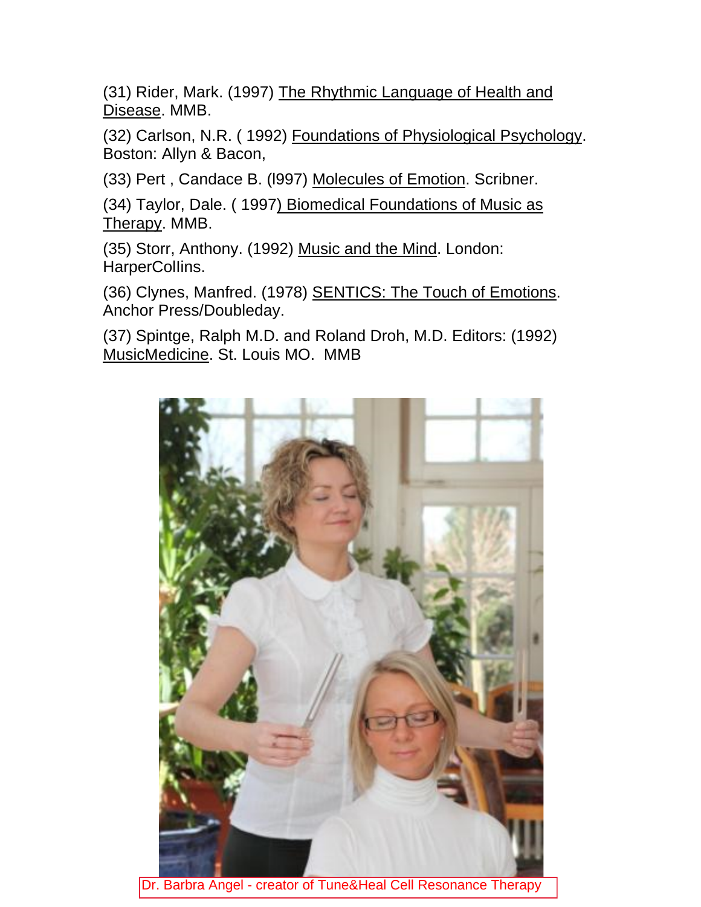(31) Rider, Mark. (1997) The Rhythmic Language of Health and Disease. MMB.

(32) Carlson, N.R. ( 1992) Foundations of Physiological Psychology. Boston: Allyn & Bacon,

(33) Pert , Candace B. (l997) Molecules of Emotion. Scribner.

(34) Taylor, Dale. ( 1997) Biomedical Foundations of Music as Therapy. MMB.

(35) Storr, Anthony. (1992) Music and the Mind. London: HarperCollins.

(36) Clynes, Manfred. (1978) SENTICS: The Touch of Emotions. Anchor Press/Doubleday.

(37) Spintge, Ralph M.D. and Roland Droh, M.D. Editors: (1992) MusicMedicine. St. Louis MO. MMB

Dr. Barbra Angel - creator of Tune&Heal Cell Resonance Therapy